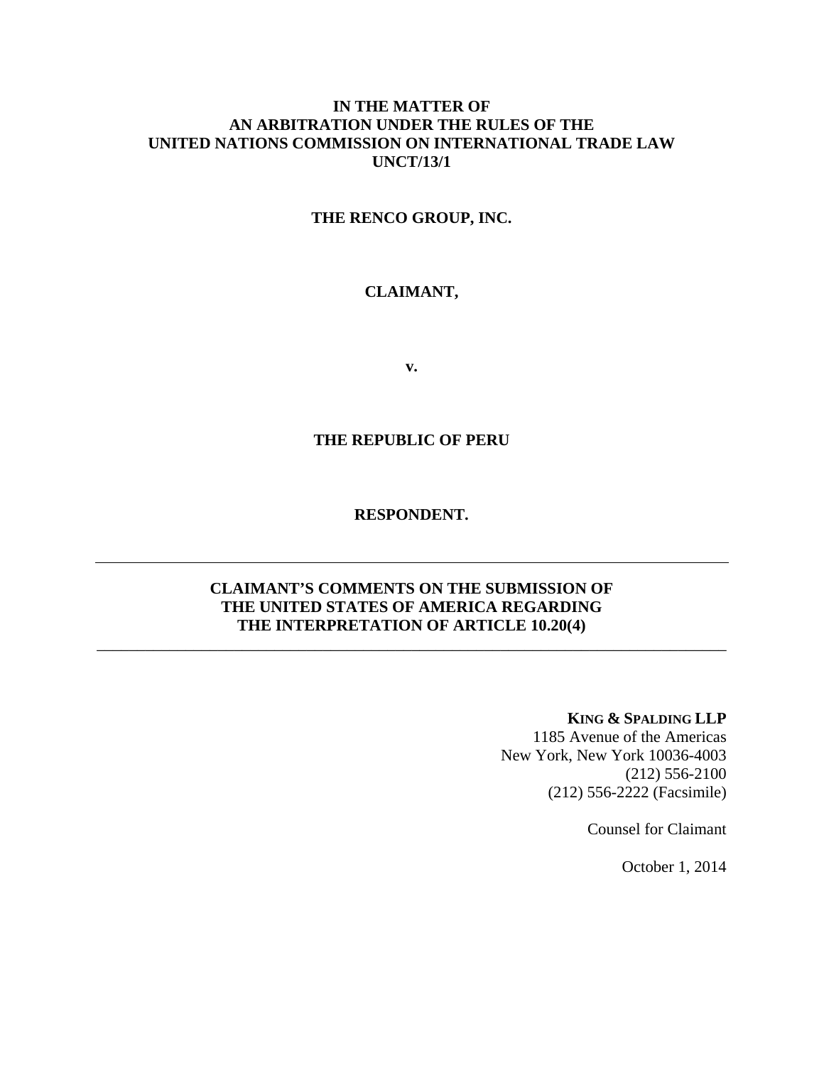**IN THE MATTER OF**
**AN ARBITRATION UNDER THE RULES OF THE**
**UNITED NATIONS COMMISSION ON INTERNATIONAL TRADE LAW**
**UNCT/13/1**

**THE RENCO GROUP, INC.**

**CLAIMANT,**

**v.**

**THE REPUBLIC OF PERU**

**RESPONDENT.**

---

**CLAIMANT'S COMMENTS ON THE SUBMISSION OF**
**THE UNITED STATES OF AMERICA REGARDING**
**THE INTERPRETATION OF ARTICLE 10.20(4)**

---

**KING & SPALDING LLP**
1185 Avenue of the Americas
New York, New York 10036-4003
(212) 556-2100
(212) 556-2222 (Facsimile)

Counsel for Claimant

October 1, 2014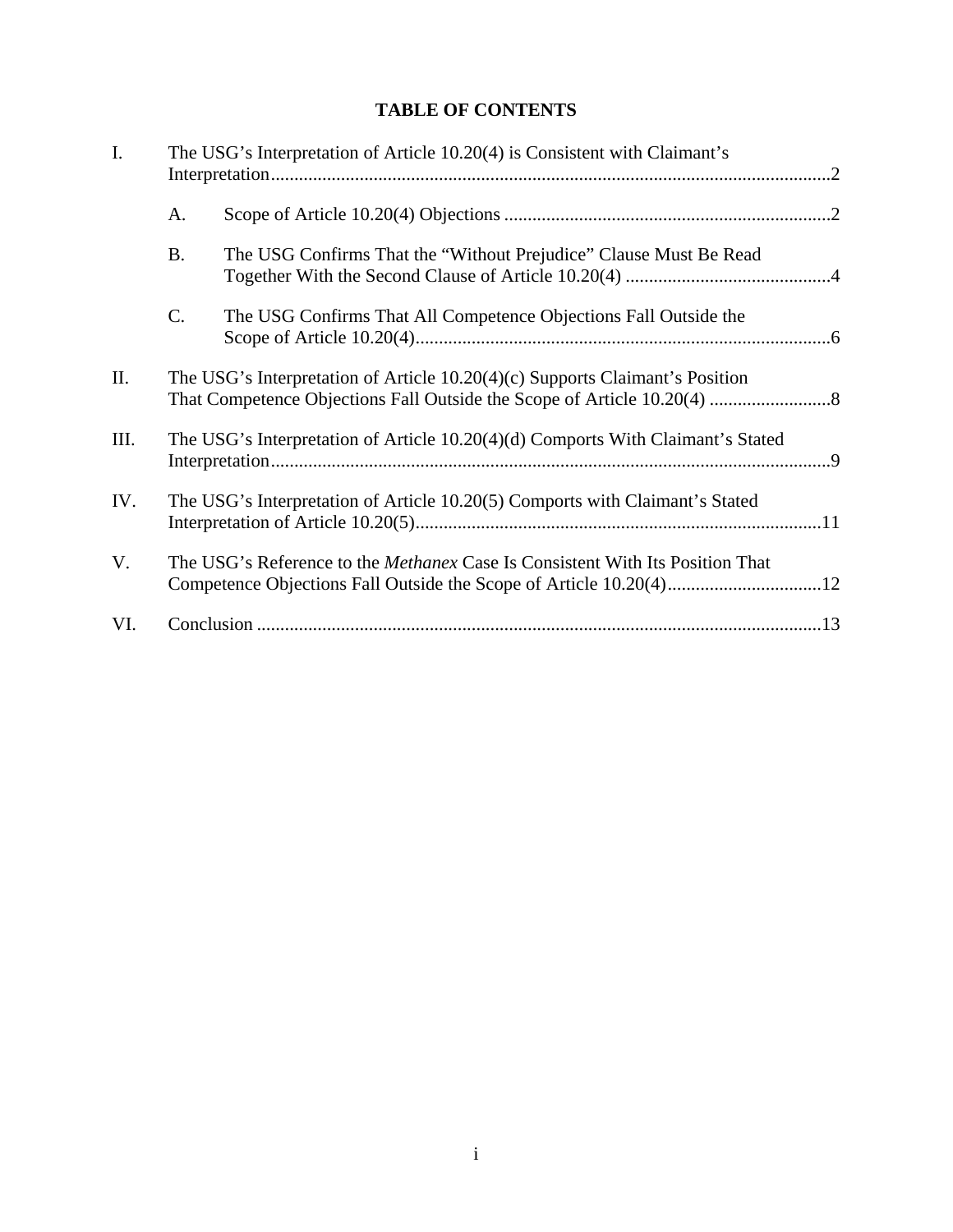# TABLE OF CONTENTS

I. The USG's Interpretation of Article 10.20(4) is Consistent with Claimant's Interpretation.......2

- A. Scope of Article 10.20(4) Objections.......2
- B. The USG Confirms That the "Without Prejudice" Clause Must Be Read Together With the Second Clause of Article 10.20(4).......4
- C. The USG Confirms That All Competence Objections Fall Outside the Scope of Article 10.20(4).......6

II. The USG's Interpretation of Article 10.20(4)(c) Supports Claimant's Position That Competence Objections Fall Outside the Scope of Article 10.20(4).......8

III. The USG's Interpretation of Article 10.20(4)(d) Comports With Claimant's Stated Interpretation.......9

IV. The USG's Interpretation of Article 10.20(5) Comports with Claimant's Stated Interpretation of Article 10.20(5).......11

V. The USG's Reference to the *Methanex* Case Is Consistent With Its Position That Competence Objections Fall Outside the Scope of Article 10.20(4).......12

VI. Conclusion.......13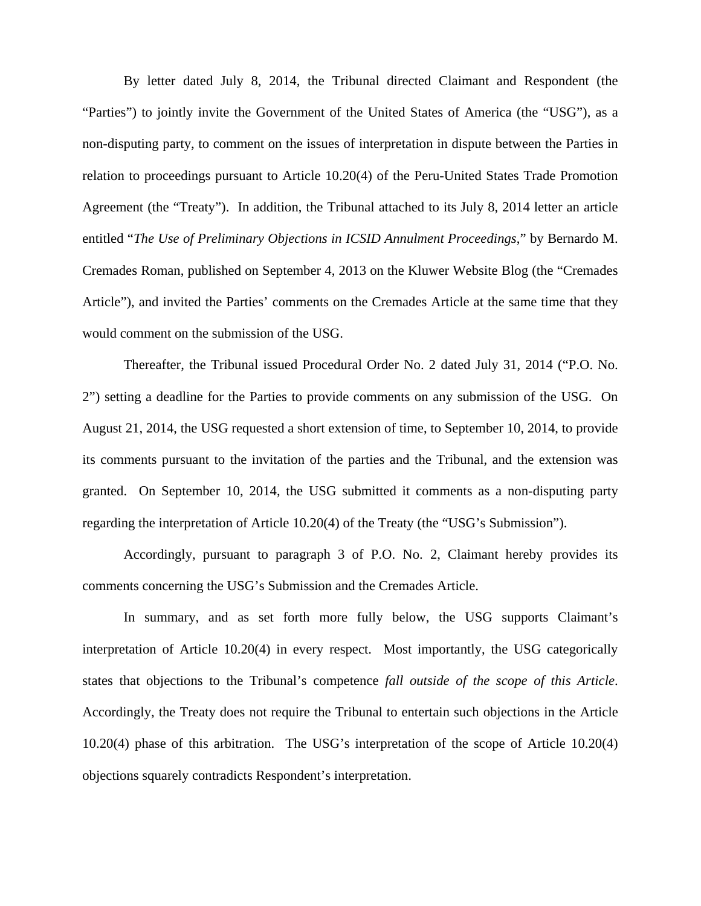By letter dated July 8, 2014, the Tribunal directed Claimant and Respondent (the "Parties") to jointly invite the Government of the United States of America (the "USG"), as a non-disputing party, to comment on the issues of interpretation in dispute between the Parties in relation to proceedings pursuant to Article 10.20(4) of the Peru-United States Trade Promotion Agreement (the "Treaty"). In addition, the Tribunal attached to its July 8, 2014 letter an article entitled "*The Use of Preliminary Objections in ICSID Annulment Proceedings*," by Bernardo M. Cremades Roman, published on September 4, 2013 on the Kluwer Website Blog (the "Cremades Article"), and invited the Parties' comments on the Cremades Article at the same time that they would comment on the submission of the USG.

Thereafter, the Tribunal issued Procedural Order No. 2 dated July 31, 2014 ("P.O. No. 2") setting a deadline for the Parties to provide comments on any submission of the USG. On August 21, 2014, the USG requested a short extension of time, to September 10, 2014, to provide its comments pursuant to the invitation of the parties and the Tribunal, and the extension was granted. On September 10, 2014, the USG submitted it comments as a non-disputing party regarding the interpretation of Article 10.20(4) of the Treaty (the "USG's Submission").

Accordingly, pursuant to paragraph 3 of P.O. No. 2, Claimant hereby provides its comments concerning the USG's Submission and the Cremades Article.

In summary, and as set forth more fully below, the USG supports Claimant's interpretation of Article 10.20(4) in every respect. Most importantly, the USG categorically states that objections to the Tribunal's competence *fall outside of the scope of this Article*. Accordingly, the Treaty does not require the Tribunal to entertain such objections in the Article 10.20(4) phase of this arbitration. The USG's interpretation of the scope of Article 10.20(4) objections squarely contradicts Respondent's interpretation.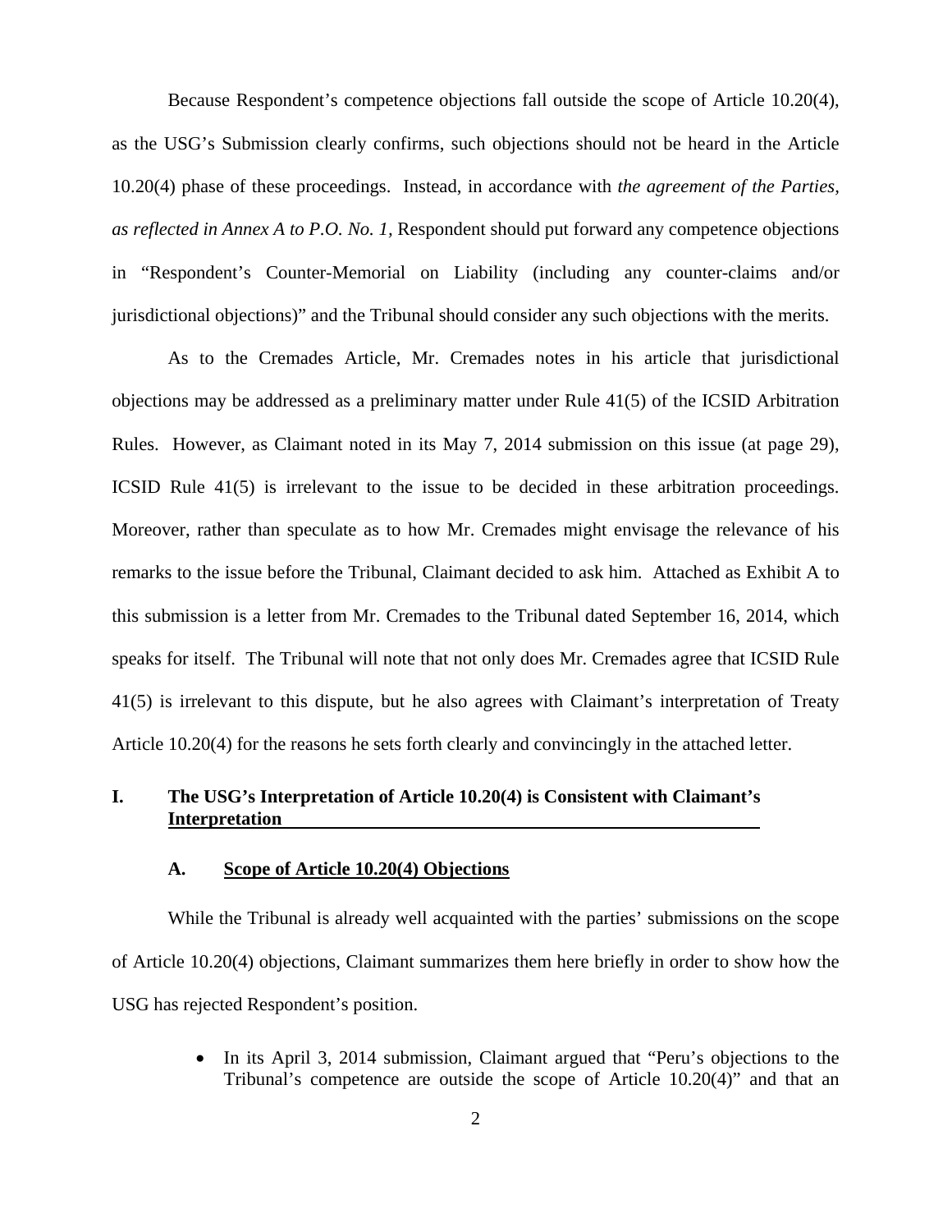Because Respondent's competence objections fall outside the scope of Article 10.20(4), as the USG's Submission clearly confirms, such objections should not be heard in the Article 10.20(4) phase of these proceedings. Instead, in accordance with *the agreement of the Parties, as reflected in Annex A to P.O. No. 1*, Respondent should put forward any competence objections in "Respondent's Counter-Memorial on Liability (including any counter-claims and/or jurisdictional objections)" and the Tribunal should consider any such objections with the merits.

As to the Cremades Article, Mr. Cremades notes in his article that jurisdictional objections may be addressed as a preliminary matter under Rule 41(5) of the ICSID Arbitration Rules. However, as Claimant noted in its May 7, 2014 submission on this issue (at page 29), ICSID Rule 41(5) is irrelevant to the issue to be decided in these arbitration proceedings. Moreover, rather than speculate as to how Mr. Cremades might envisage the relevance of his remarks to the issue before the Tribunal, Claimant decided to ask him. Attached as Exhibit A to this submission is a letter from Mr. Cremades to the Tribunal dated September 16, 2014, which speaks for itself. The Tribunal will note that not only does Mr. Cremades agree that ICSID Rule 41(5) is irrelevant to this dispute, but he also agrees with Claimant's interpretation of Treaty Article 10.20(4) for the reasons he sets forth clearly and convincingly in the attached letter.

# I. The USG's Interpretation of Article 10.20(4) is Consistent with Claimant's Interpretation

## A. Scope of Article 10.20(4) Objections

While the Tribunal is already well acquainted with the parties' submissions on the scope of Article 10.20(4) objections, Claimant summarizes them here briefly in order to show how the USG has rejected Respondent's position.

- In its April 3, 2014 submission, Claimant argued that "Peru's objections to the Tribunal's competence are outside the scope of Article 10.20(4)" and that an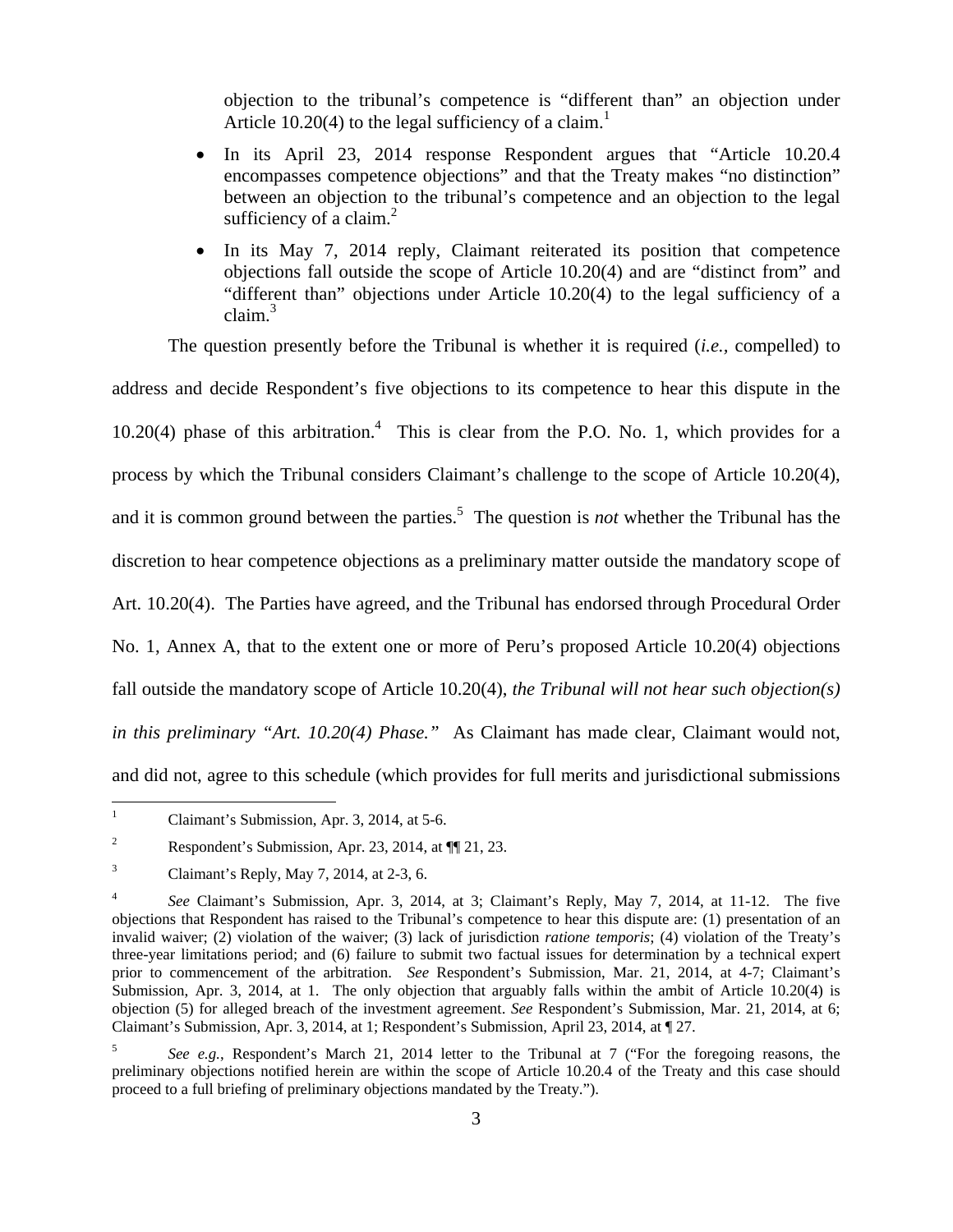objection to the tribunal's competence is "different than" an objection under Article 10.20(4) to the legal sufficiency of a claim.[1]

- In its April 23, 2014 response Respondent argues that "Article 10.20.4 encompasses competence objections" and that the Treaty makes "no distinction" between an objection to the tribunal's competence and an objection to the legal sufficiency of a claim.[2]
- In its May 7, 2014 reply, Claimant reiterated its position that competence objections fall outside the scope of Article 10.20(4) and are "distinct from" and "different than" objections under Article 10.20(4) to the legal sufficiency of a claim.[3]

The question presently before the Tribunal is whether it is required (*i.e.*, compelled) to address and decide Respondent's five objections to its competence to hear this dispute in the 10.20(4) phase of this arbitration.[4] This is clear from the P.O. No. 1, which provides for a process by which the Tribunal considers Claimant's challenge to the scope of Article 10.20(4), and it is common ground between the parties.[5] The question is *not* whether the Tribunal has the discretion to hear competence objections as a preliminary matter outside the mandatory scope of Art. 10.20(4). The Parties have agreed, and the Tribunal has endorsed through Procedural Order No. 1, Annex A, that to the extent one or more of Peru's proposed Article 10.20(4) objections fall outside the mandatory scope of Article 10.20(4), *the Tribunal will not hear such objection(s) in this preliminary "Art. 10.20(4) Phase."* As Claimant has made clear, Claimant would not, and did not, agree to this schedule (which provides for full merits and jurisdictional submissions

---

[1] Claimant's Submission, Apr. 3, 2014, at 5-6.

[2] Respondent's Submission, Apr. 23, 2014, at ¶¶ 21, 23.

[3] Claimant's Reply, May 7, 2014, at 2-3, 6.

[4] *See* Claimant's Submission, Apr. 3, 2014, at 3; Claimant's Reply, May 7, 2014, at 11-12. The five objections that Respondent has raised to the Tribunal's competence to hear this dispute are: (1) presentation of an invalid waiver; (2) violation of the waiver; (3) lack of jurisdiction *ratione temporis*; (4) violation of the Treaty's three-year limitations period; and (6) failure to submit two factual issues for determination by a technical expert prior to commencement of the arbitration. *See* Respondent's Submission, Mar. 21, 2014, at 4-7; Claimant's Submission, Apr. 3, 2014, at 1. The only objection that arguably falls within the ambit of Article 10.20(4) is objection (5) for alleged breach of the investment agreement. *See* Respondent's Submission, Mar. 21, 2014, at 6; Claimant's Submission, Apr. 3, 2014, at 1; Respondent's Submission, April 23, 2014, at ¶ 27.

[5] *See e.g.*, Respondent's March 21, 2014 letter to the Tribunal at 7 ("For the foregoing reasons, the preliminary objections notified herein are within the scope of Article 10.20.4 of the Treaty and this case should proceed to a full briefing of preliminary objections mandated by the Treaty.").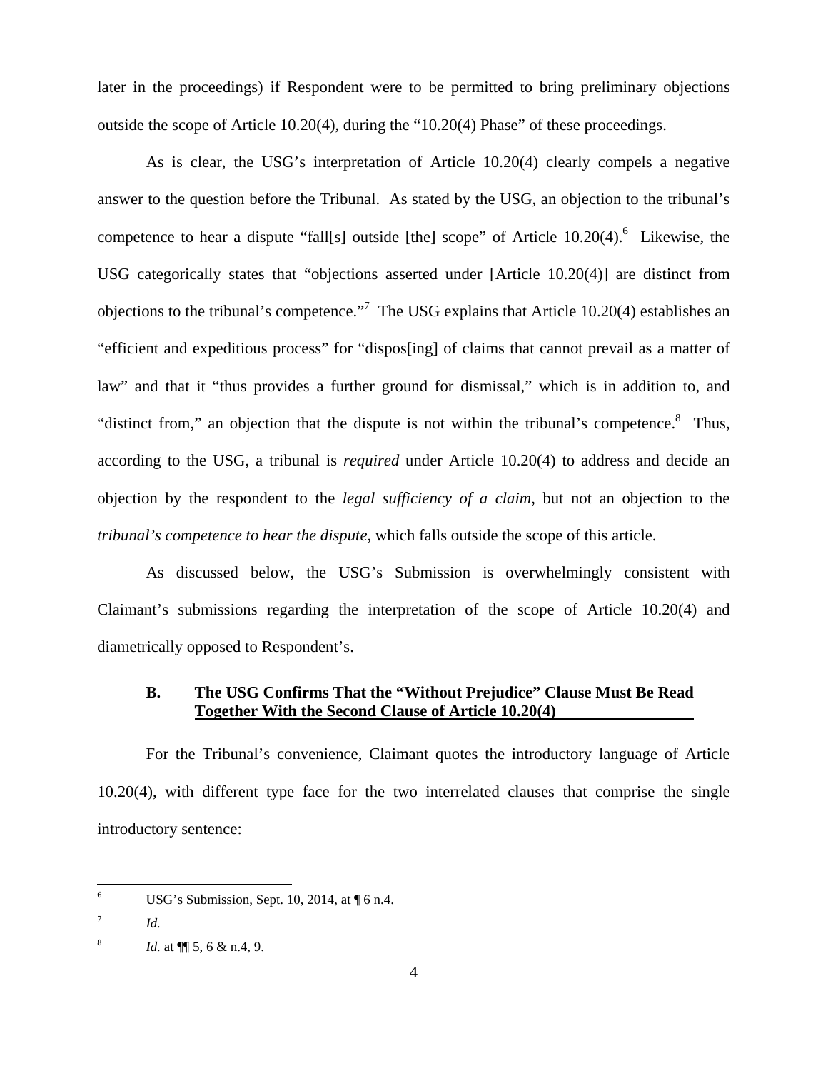later in the proceedings) if Respondent were to be permitted to bring preliminary objections outside the scope of Article 10.20(4), during the "10.20(4) Phase" of these proceedings.

As is clear, the USG's interpretation of Article 10.20(4) clearly compels a negative answer to the question before the Tribunal. As stated by the USG, an objection to the tribunal's competence to hear a dispute "fall[s] outside [the] scope" of Article 10.20(4).[6] Likewise, the USG categorically states that "objections asserted under [Article 10.20(4)] are distinct from objections to the tribunal's competence."[7] The USG explains that Article 10.20(4) establishes an "efficient and expeditious process" for "dispos[ing] of claims that cannot prevail as a matter of law" and that it "thus provides a further ground for dismissal," which is in addition to, and "distinct from," an objection that the dispute is not within the tribunal's competence.[8] Thus, according to the USG, a tribunal is *required* under Article 10.20(4) to address and decide an objection by the respondent to the *legal sufficiency of a claim*, but not an objection to the *tribunal's competence to hear the dispute*, which falls outside the scope of this article.

As discussed below, the USG's Submission is overwhelmingly consistent with Claimant's submissions regarding the interpretation of the scope of Article 10.20(4) and diametrically opposed to Respondent's.

### B. The USG Confirms That the "Without Prejudice" Clause Must Be Read Together With the Second Clause of Article 10.20(4)

For the Tribunal's convenience, Claimant quotes the introductory language of Article 10.20(4), with different type face for the two interrelated clauses that comprise the single introductory sentence:

---

[6] USG's Submission, Sept. 10, 2014, at ¶ 6 n.4.

[7] *Id.*

[8] *Id.* at ¶¶ 5, 6 & n.4, 9.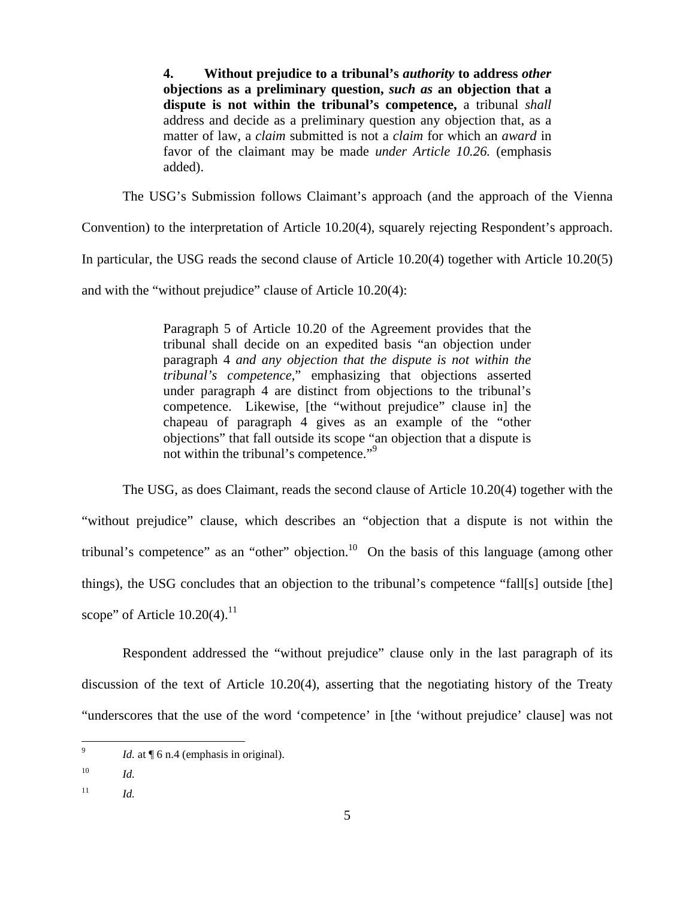> **4. Without prejudice to a tribunal's *authority* to address *other* objections as a preliminary question, *such as* an objection that a dispute is not within the tribunal's competence,** a tribunal *shall* address and decide as a preliminary question any objection that, as a matter of law, a *claim* submitted is not a *claim* for which an *award* in favor of the claimant may be made *under Article 10.26.* (emphasis added).

The USG's Submission follows Claimant's approach (and the approach of the Vienna Convention) to the interpretation of Article 10.20(4), squarely rejecting Respondent's approach. In particular, the USG reads the second clause of Article 10.20(4) together with Article 10.20(5) and with the "without prejudice" clause of Article 10.20(4):

> Paragraph 5 of Article 10.20 of the Agreement provides that the tribunal shall decide on an expedited basis "an objection under paragraph 4 *and any objection that the dispute is not within the tribunal's competence*," emphasizing that objections asserted under paragraph 4 are distinct from objections to the tribunal's competence. Likewise, [the "without prejudice" clause in] the chapeau of paragraph 4 gives as an example of the "other objections" that fall outside its scope "an objection that a dispute is not within the tribunal's competence."[9]

The USG, as does Claimant, reads the second clause of Article 10.20(4) together with the "without prejudice" clause, which describes an "objection that a dispute is not within the tribunal's competence" as an "other" objection.[10] On the basis of this language (among other things), the USG concludes that an objection to the tribunal's competence "fall[s] outside [the] scope" of Article 10.20(4).[11]

Respondent addressed the "without prejudice" clause only in the last paragraph of its discussion of the text of Article 10.20(4), asserting that the negotiating history of the Treaty "underscores that the use of the word 'competence' in [the 'without prejudice' clause] was not

---

[9] *Id.* at ¶ 6 n.4 (emphasis in original).

[10] *Id.*

[11] *Id.*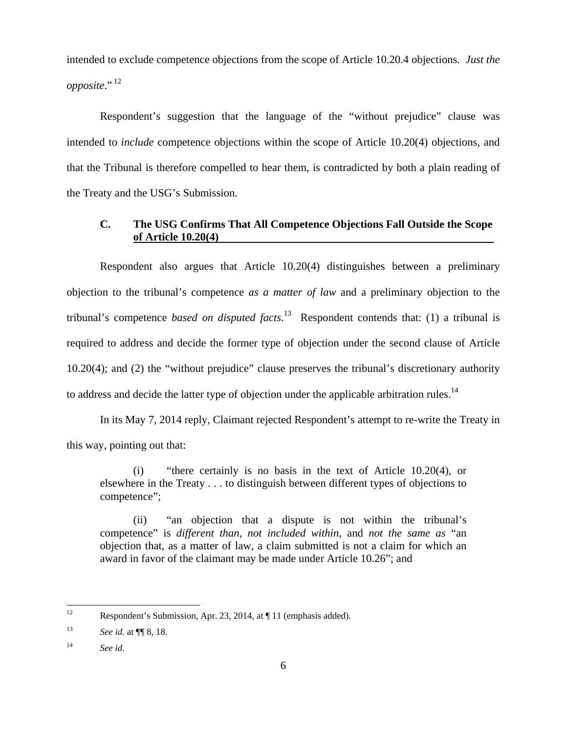intended to exclude competence objections from the scope of Article 10.20.4 objections. *Just the opposite*."[12]

Respondent's suggestion that the language of the "without prejudice" clause was intended to *include* competence objections within the scope of Article 10.20(4) objections, and that the Tribunal is therefore compelled to hear them, is contradicted by both a plain reading of the Treaty and the USG's Submission.

### C. The USG Confirms That All Competence Objections Fall Outside the Scope of Article 10.20(4)

Respondent also argues that Article 10.20(4) distinguishes between a preliminary objection to the tribunal's competence *as a matter of law* and a preliminary objection to the tribunal's competence *based on disputed facts*.[13] Respondent contends that: (1) a tribunal is required to address and decide the former type of objection under the second clause of Article 10.20(4); and (2) the "without prejudice" clause preserves the tribunal's discretionary authority to address and decide the latter type of objection under the applicable arbitration rules.[14]

In its May 7, 2014 reply, Claimant rejected Respondent's attempt to re-write the Treaty in this way, pointing out that:

> (i) "there certainly is no basis in the text of Article 10.20(4), or elsewhere in the Treaty . . . to distinguish between different types of objections to competence";
>
> (ii) "an objection that a dispute is not within the tribunal's competence" is *different than, not included within*, and *not the same as* "an objection that, as a matter of law, a claim submitted is not a claim for which an award in favor of the claimant may be made under Article 10.26"; and

[12] Respondent's Submission, Apr. 23, 2014, at ¶ 11 (emphasis added).

[13] *See id.* at ¶¶ 8, 18.

[14] *See id.*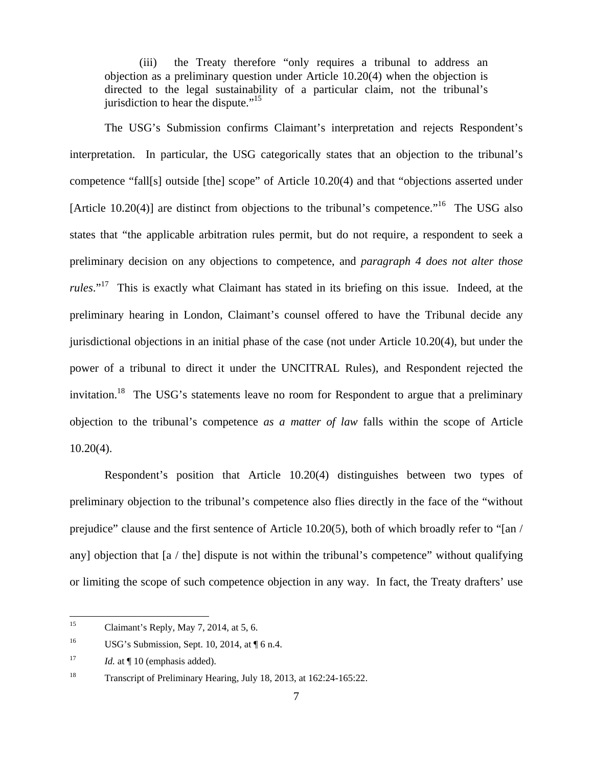(iii) the Treaty therefore "only requires a tribunal to address an objection as a preliminary question under Article 10.20(4) when the objection is directed to the legal sustainability of a particular claim, not the tribunal's jurisdiction to hear the dispute."[15]

The USG's Submission confirms Claimant's interpretation and rejects Respondent's interpretation. In particular, the USG categorically states that an objection to the tribunal's competence "fall[s] outside [the] scope" of Article 10.20(4) and that "objections asserted under [Article 10.20(4)] are distinct from objections to the tribunal's competence."[16] The USG also states that "the applicable arbitration rules permit, but do not require, a respondent to seek a preliminary decision on any objections to competence, and *paragraph 4 does not alter those rules*."[17] This is exactly what Claimant has stated in its briefing on this issue. Indeed, at the preliminary hearing in London, Claimant's counsel offered to have the Tribunal decide any jurisdictional objections in an initial phase of the case (not under Article 10.20(4), but under the power of a tribunal to direct it under the UNCITRAL Rules), and Respondent rejected the invitation.[18] The USG's statements leave no room for Respondent to argue that a preliminary objection to the tribunal's competence *as a matter of law* falls within the scope of Article 10.20(4).

Respondent's position that Article 10.20(4) distinguishes between two types of preliminary objection to the tribunal's competence also flies directly in the face of the "without prejudice" clause and the first sentence of Article 10.20(5), both of which broadly refer to "[an / any] objection that [a / the] dispute is not within the tribunal's competence" without qualifying or limiting the scope of such competence objection in any way. In fact, the Treaty drafters' use

---

[15] Claimant's Reply, May 7, 2014, at 5, 6.

[16] USG's Submission, Sept. 10, 2014, at ¶ 6 n.4.

[17] *Id.* at ¶ 10 (emphasis added).

[18] Transcript of Preliminary Hearing, July 18, 2013, at 162:24-165:22.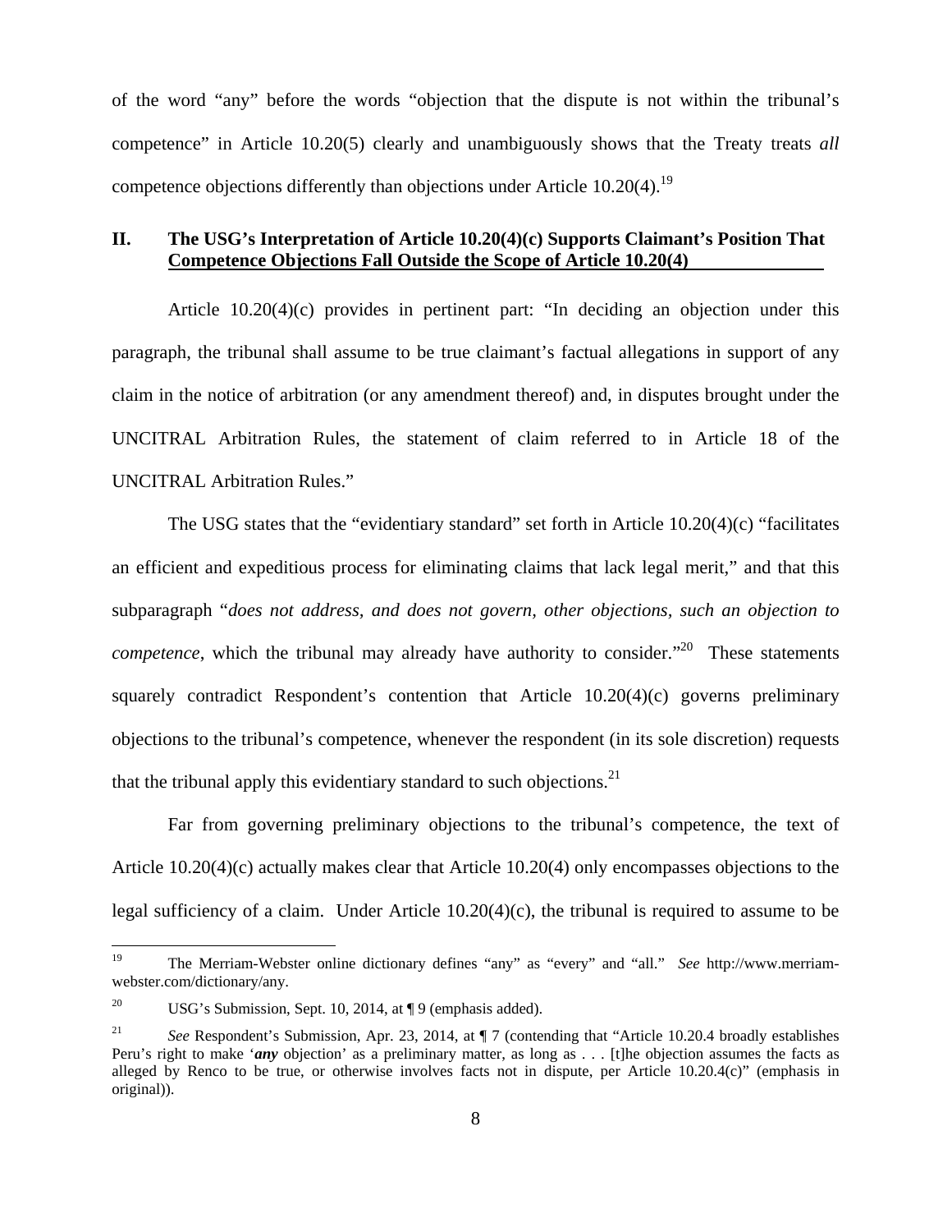of the word "any" before the words "objection that the dispute is not within the tribunal's competence" in Article 10.20(5) clearly and unambiguously shows that the Treaty treats *all* competence objections differently than objections under Article 10.20(4).[19]

## II. The USG's Interpretation of Article 10.20(4)(c) Supports Claimant's Position That Competence Objections Fall Outside the Scope of Article 10.20(4)

Article 10.20(4)(c) provides in pertinent part: "In deciding an objection under this paragraph, the tribunal shall assume to be true claimant's factual allegations in support of any claim in the notice of arbitration (or any amendment thereof) and, in disputes brought under the UNCITRAL Arbitration Rules, the statement of claim referred to in Article 18 of the UNCITRAL Arbitration Rules."

The USG states that the "evidentiary standard" set forth in Article 10.20(4)(c) "facilitates an efficient and expeditious process for eliminating claims that lack legal merit," and that this subparagraph "*does not address, and does not govern, other objections, such an objection to competence*, which the tribunal may already have authority to consider."[20] These statements squarely contradict Respondent's contention that Article 10.20(4)(c) governs preliminary objections to the tribunal's competence, whenever the respondent (in its sole discretion) requests that the tribunal apply this evidentiary standard to such objections.[21]

Far from governing preliminary objections to the tribunal's competence, the text of Article 10.20(4)(c) actually makes clear that Article 10.20(4) only encompasses objections to the legal sufficiency of a claim. Under Article 10.20(4)(c), the tribunal is required to assume to be

---

[19] The Merriam-Webster online dictionary defines "any" as "every" and "all." *See* http://www.merriam-webster.com/dictionary/any.

[20] USG's Submission, Sept. 10, 2014, at ¶ 9 (emphasis added).

[21] *See* Respondent's Submission, Apr. 23, 2014, at ¶ 7 (contending that "Article 10.20.4 broadly establishes Peru's right to make '***any*** objection' as a preliminary matter, as long as . . . [t]he objection assumes the facts as alleged by Renco to be true, or otherwise involves facts not in dispute, per Article 10.20.4(c)" (emphasis in original)).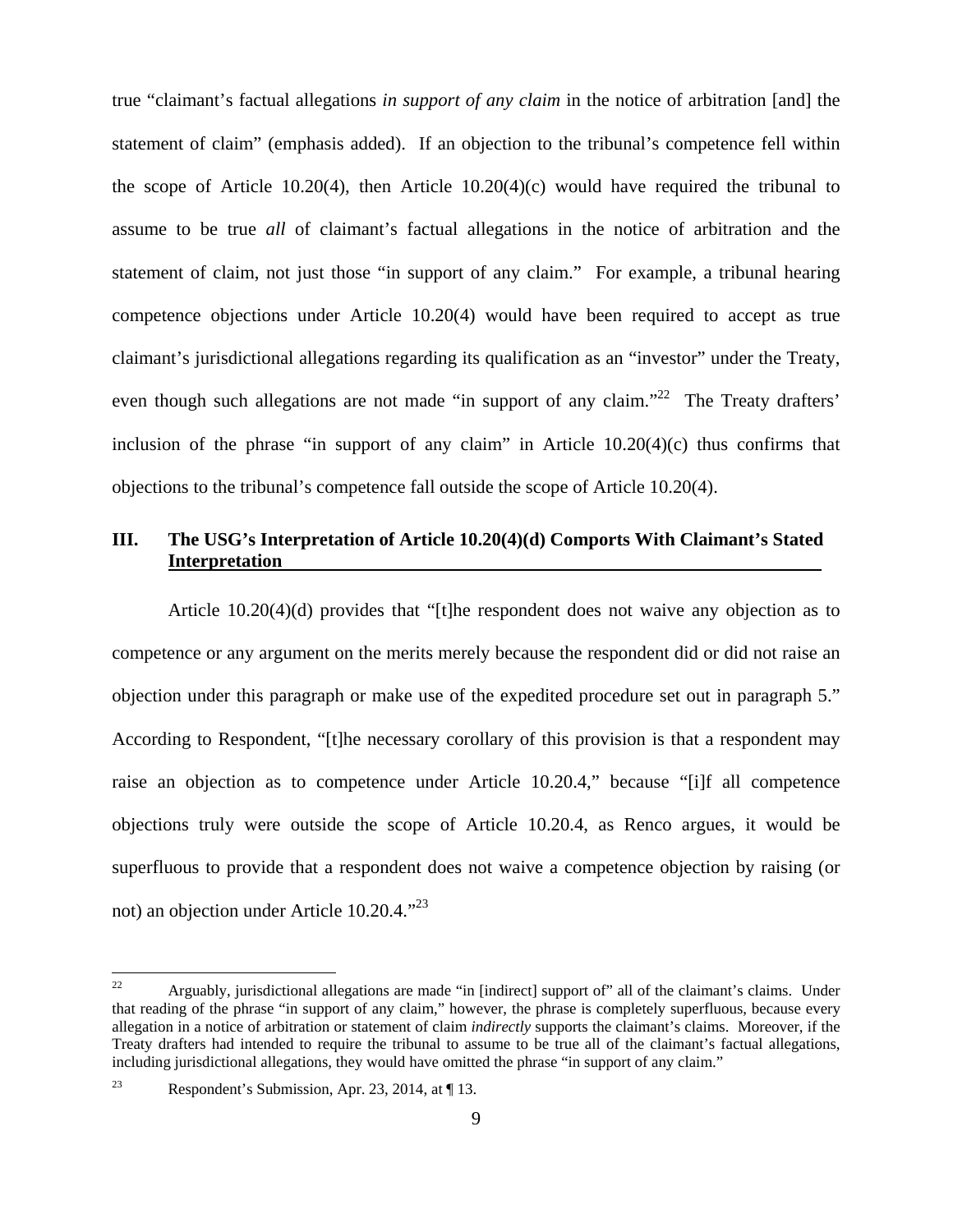true "claimant's factual allegations *in support of any claim* in the notice of arbitration [and] the statement of claim" (emphasis added). If an objection to the tribunal's competence fell within the scope of Article 10.20(4), then Article 10.20(4)(c) would have required the tribunal to assume to be true *all* of claimant's factual allegations in the notice of arbitration and the statement of claim, not just those "in support of any claim." For example, a tribunal hearing competence objections under Article 10.20(4) would have been required to accept as true claimant's jurisdictional allegations regarding its qualification as an "investor" under the Treaty, even though such allegations are not made "in support of any claim."[22] The Treaty drafters' inclusion of the phrase "in support of any claim" in Article 10.20(4)(c) thus confirms that objections to the tribunal's competence fall outside the scope of Article 10.20(4).

## III. The USG's Interpretation of Article 10.20(4)(d) Comports With Claimant's Stated Interpretation

Article 10.20(4)(d) provides that "[t]he respondent does not waive any objection as to competence or any argument on the merits merely because the respondent did or did not raise an objection under this paragraph or make use of the expedited procedure set out in paragraph 5." According to Respondent, "[t]he necessary corollary of this provision is that a respondent may raise an objection as to competence under Article 10.20.4," because "[i]f all competence objections truly were outside the scope of Article 10.20.4, as Renco argues, it would be superfluous to provide that a respondent does not waive a competence objection by raising (or not) an objection under Article 10.20.4."[23]

---

[22] Arguably, jurisdictional allegations are made "in [indirect] support of" all of the claimant's claims. Under that reading of the phrase "in support of any claim," however, the phrase is completely superfluous, because every allegation in a notice of arbitration or statement of claim *indirectly* supports the claimant's claims. Moreover, if the Treaty drafters had intended to require the tribunal to assume to be true all of the claimant's factual allegations, including jurisdictional allegations, they would have omitted the phrase "in support of any claim."

[23] Respondent's Submission, Apr. 23, 2014, at ¶ 13.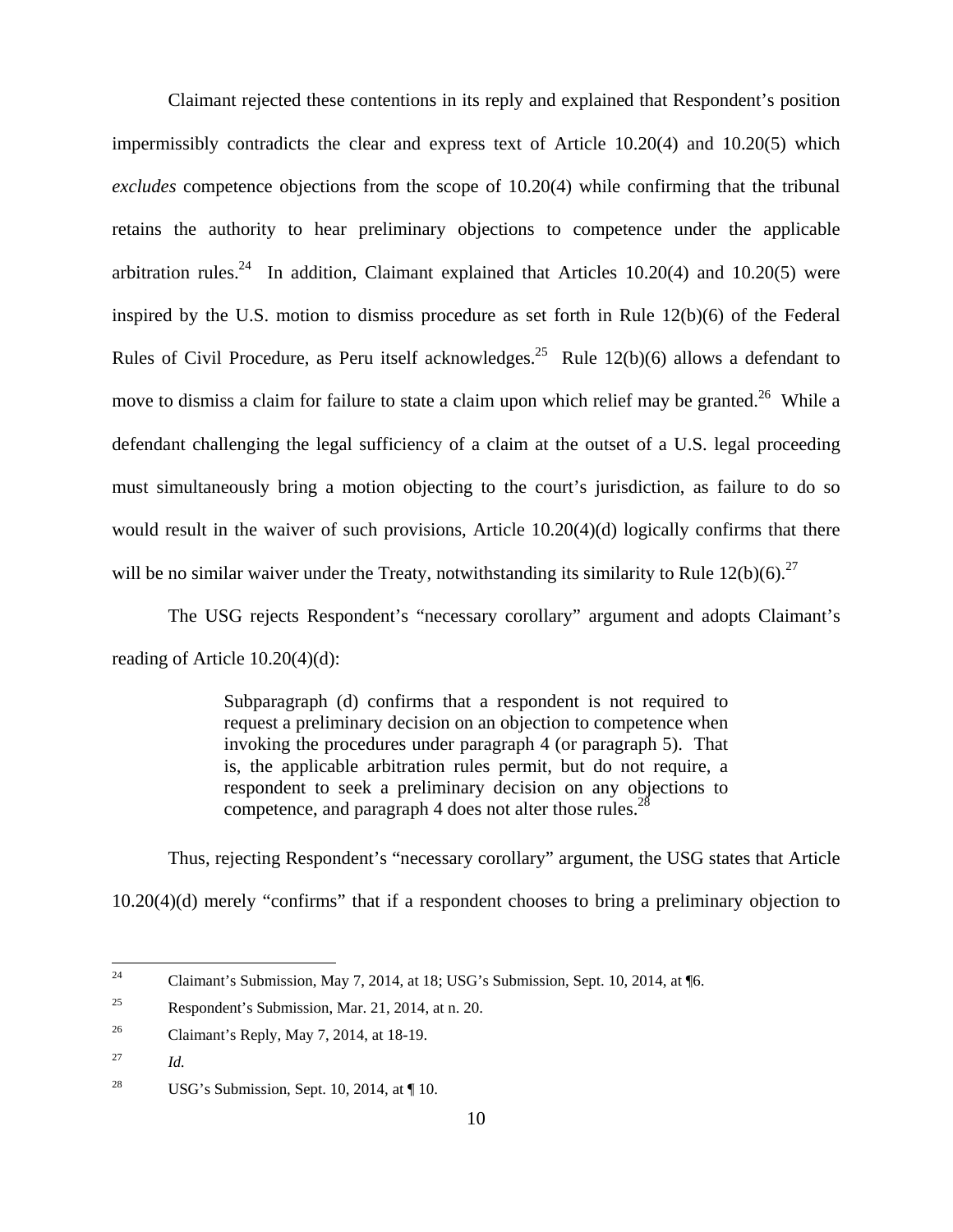Claimant rejected these contentions in its reply and explained that Respondent's position impermissibly contradicts the clear and express text of Article 10.20(4) and 10.20(5) which *excludes* competence objections from the scope of 10.20(4) while confirming that the tribunal retains the authority to hear preliminary objections to competence under the applicable arbitration rules.[24] In addition, Claimant explained that Articles 10.20(4) and 10.20(5) were inspired by the U.S. motion to dismiss procedure as set forth in Rule 12(b)(6) of the Federal Rules of Civil Procedure, as Peru itself acknowledges.[25] Rule 12(b)(6) allows a defendant to move to dismiss a claim for failure to state a claim upon which relief may be granted.[26] While a defendant challenging the legal sufficiency of a claim at the outset of a U.S. legal proceeding must simultaneously bring a motion objecting to the court's jurisdiction, as failure to do so would result in the waiver of such provisions, Article 10.20(4)(d) logically confirms that there will be no similar waiver under the Treaty, notwithstanding its similarity to Rule 12(b)(6).[27]

The USG rejects Respondent's "necessary corollary" argument and adopts Claimant's reading of Article 10.20(4)(d):

> Subparagraph (d) confirms that a respondent is not required to request a preliminary decision on an objection to competence when invoking the procedures under paragraph 4 (or paragraph 5). That is, the applicable arbitration rules permit, but do not require, a respondent to seek a preliminary decision on any objections to competence, and paragraph 4 does not alter those rules.[28]

Thus, rejecting Respondent's "necessary corollary" argument, the USG states that Article 10.20(4)(d) merely "confirms" that if a respondent chooses to bring a preliminary objection to

---

[24] Claimant's Submission, May 7, 2014, at 18; USG's Submission, Sept. 10, 2014, at ¶6.

[25] Respondent's Submission, Mar. 21, 2014, at n. 20.

[26] Claimant's Reply, May 7, 2014, at 18-19.

[27] *Id.*

[28] USG's Submission, Sept. 10, 2014, at ¶ 10.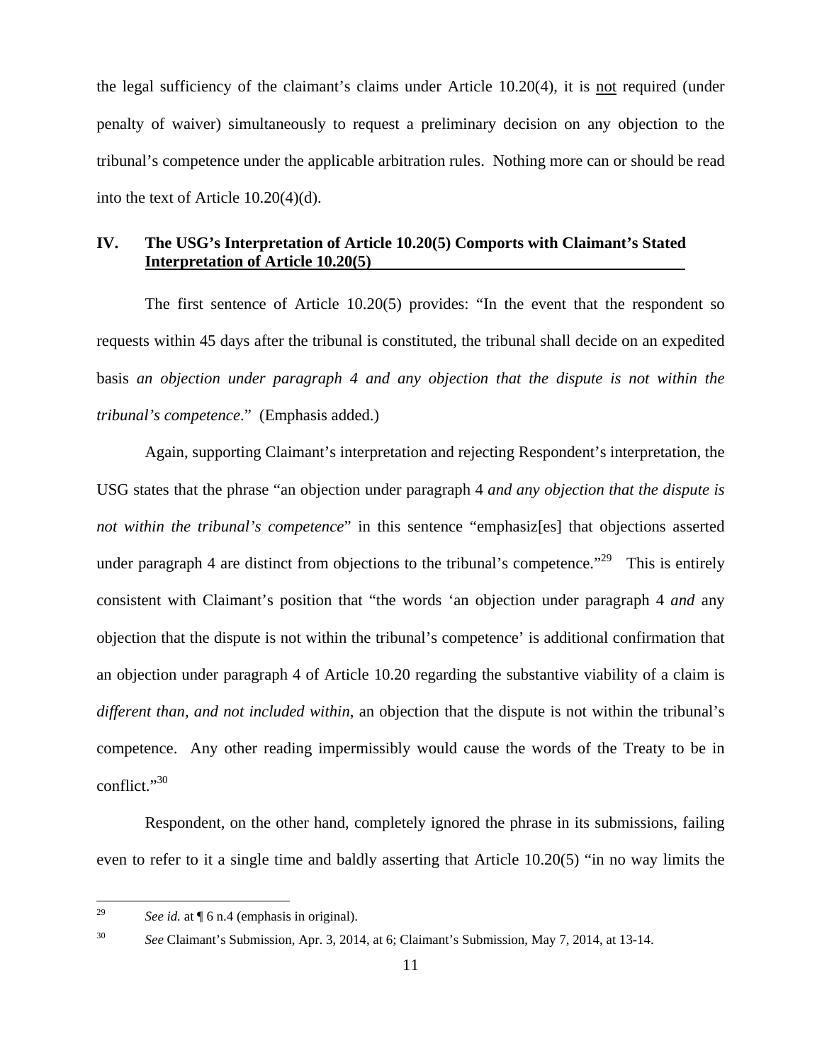the legal sufficiency of the claimant's claims under Article 10.20(4), it is not required (under penalty of waiver) simultaneously to request a preliminary decision on any objection to the tribunal's competence under the applicable arbitration rules. Nothing more can or should be read into the text of Article 10.20(4)(d).

## IV. The USG's Interpretation of Article 10.20(5) Comports with Claimant's Stated Interpretation of Article 10.20(5)

The first sentence of Article 10.20(5) provides: "In the event that the respondent so requests within 45 days after the tribunal is constituted, the tribunal shall decide on an expedited basis *an objection under paragraph 4 and any objection that the dispute is not within the tribunal's competence*." (Emphasis added.)

Again, supporting Claimant's interpretation and rejecting Respondent's interpretation, the USG states that the phrase "an objection under paragraph 4 *and any objection that the dispute is not within the tribunal's competence*" in this sentence "emphasiz[es] that objections asserted under paragraph 4 are distinct from objections to the tribunal's competence."[29] This is entirely consistent with Claimant's position that "the words 'an objection under paragraph 4 *and* any objection that the dispute is not within the tribunal's competence' is additional confirmation that an objection under paragraph 4 of Article 10.20 regarding the substantive viability of a claim is *different than, and not included within*, an objection that the dispute is not within the tribunal's competence. Any other reading impermissibly would cause the words of the Treaty to be in conflict."[30]

Respondent, on the other hand, completely ignored the phrase in its submissions, failing even to refer to it a single time and baldly asserting that Article 10.20(5) "in no way limits the

---

[29] *See id.* at ¶ 6 n.4 (emphasis in original).

[30] *See* Claimant's Submission, Apr. 3, 2014, at 6; Claimant's Submission, May 7, 2014, at 13-14.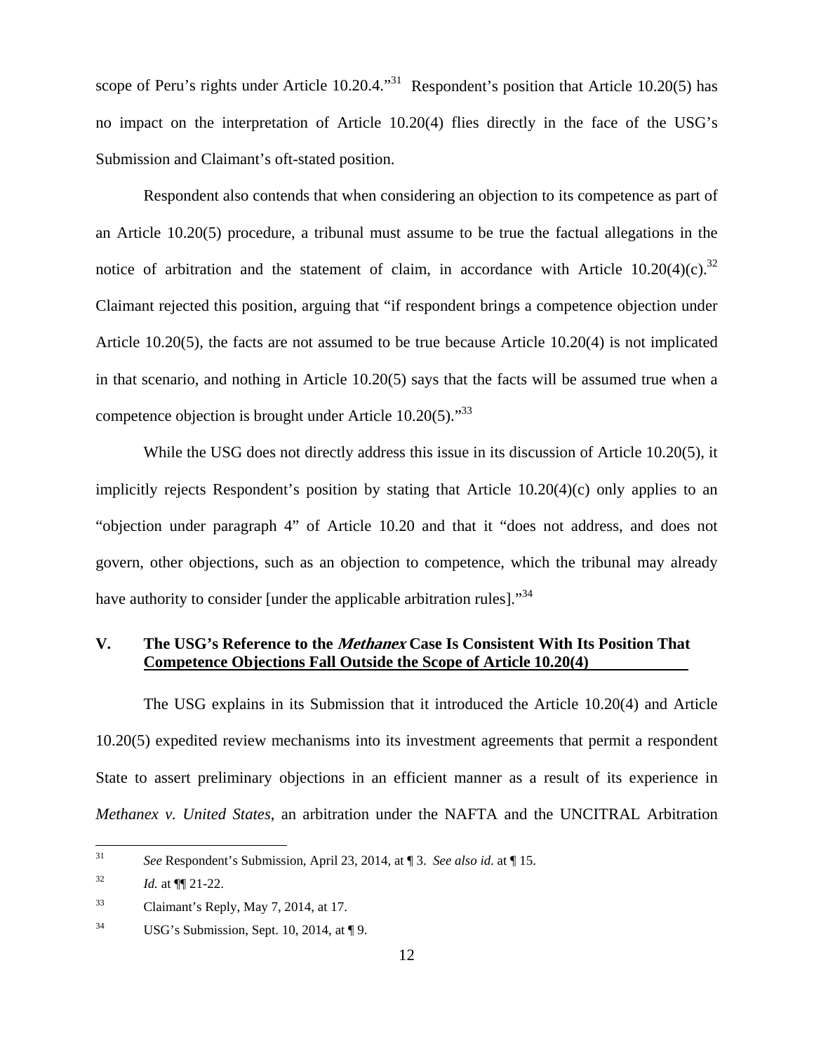scope of Peru's rights under Article 10.20.4."[31] Respondent's position that Article 10.20(5) has no impact on the interpretation of Article 10.20(4) flies directly in the face of the USG's Submission and Claimant's oft-stated position.

Respondent also contends that when considering an objection to its competence as part of an Article 10.20(5) procedure, a tribunal must assume to be true the factual allegations in the notice of arbitration and the statement of claim, in accordance with Article 10.20(4)(c).[32] Claimant rejected this position, arguing that "if respondent brings a competence objection under Article 10.20(5), the facts are not assumed to be true because Article 10.20(4) is not implicated in that scenario, and nothing in Article 10.20(5) says that the facts will be assumed true when a competence objection is brought under Article 10.20(5)."[33]

While the USG does not directly address this issue in its discussion of Article 10.20(5), it implicitly rejects Respondent's position by stating that Article 10.20(4)(c) only applies to an "objection under paragraph 4" of Article 10.20 and that it "does not address, and does not govern, other objections, such as an objection to competence, which the tribunal may already have authority to consider [under the applicable arbitration rules]."[34]

## V. The USG's Reference to the *Methanex* Case Is Consistent With Its Position That Competence Objections Fall Outside the Scope of Article 10.20(4)

The USG explains in its Submission that it introduced the Article 10.20(4) and Article 10.20(5) expedited review mechanisms into its investment agreements that permit a respondent State to assert preliminary objections in an efficient manner as a result of its experience in *Methanex v. United States*, an arbitration under the NAFTA and the UNCITRAL Arbitration

---

[31] *See* Respondent's Submission, April 23, 2014, at ¶ 3. *See also id.* at ¶ 15.

[32] *Id.* at ¶¶ 21-22.

[33] Claimant's Reply, May 7, 2014, at 17.

[34] USG's Submission, Sept. 10, 2014, at ¶ 9.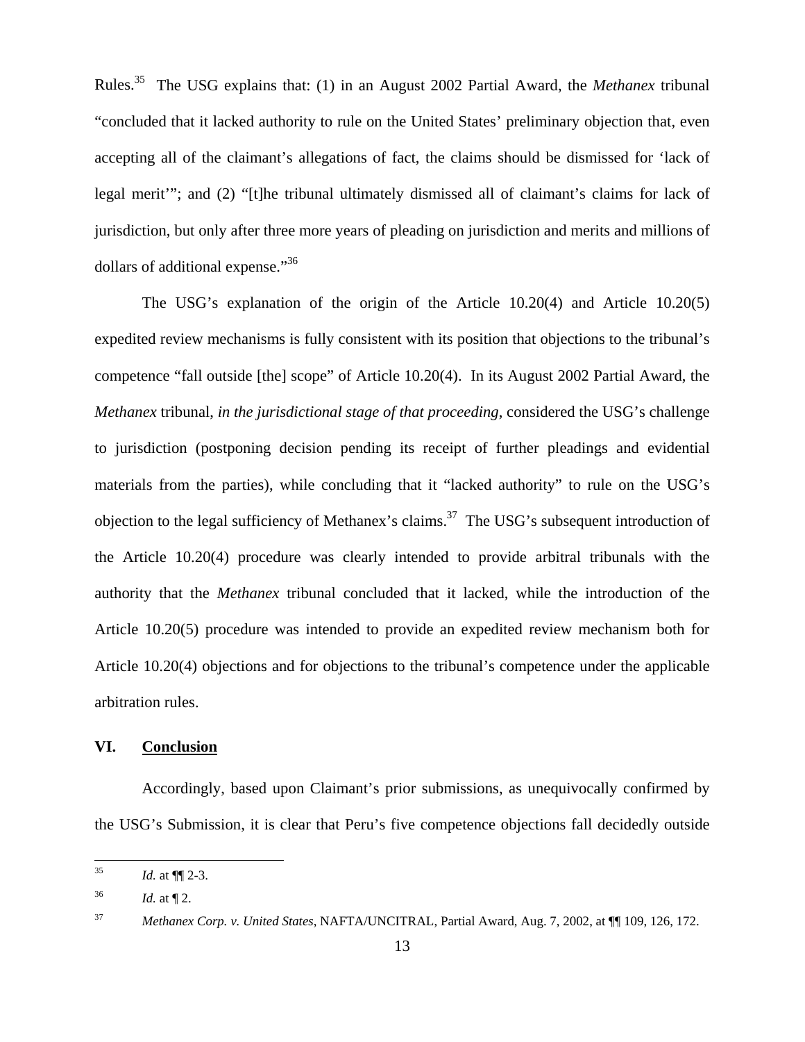Rules.[35] The USG explains that: (1) in an August 2002 Partial Award, the *Methanex* tribunal "concluded that it lacked authority to rule on the United States' preliminary objection that, even accepting all of the claimant's allegations of fact, the claims should be dismissed for 'lack of legal merit'"; and (2) "[t]he tribunal ultimately dismissed all of claimant's claims for lack of jurisdiction, but only after three more years of pleading on jurisdiction and merits and millions of dollars of additional expense."[36]

The USG's explanation of the origin of the Article 10.20(4) and Article 10.20(5) expedited review mechanisms is fully consistent with its position that objections to the tribunal's competence "fall outside [the] scope" of Article 10.20(4). In its August 2002 Partial Award, the *Methanex* tribunal, *in the jurisdictional stage of that proceeding*, considered the USG's challenge to jurisdiction (postponing decision pending its receipt of further pleadings and evidential materials from the parties), while concluding that it "lacked authority" to rule on the USG's objection to the legal sufficiency of Methanex's claims.[37] The USG's subsequent introduction of the Article 10.20(4) procedure was clearly intended to provide arbitral tribunals with the authority that the *Methanex* tribunal concluded that it lacked, while the introduction of the Article 10.20(5) procedure was intended to provide an expedited review mechanism both for Article 10.20(4) objections and for objections to the tribunal's competence under the applicable arbitration rules.

## VI. Conclusion

Accordingly, based upon Claimant's prior submissions, as unequivocally confirmed by the USG's Submission, it is clear that Peru's five competence objections fall decidedly outside

---

[35] *Id.* at ¶¶ 2-3.

[36] *Id.* at ¶ 2.

[37] *Methanex Corp. v. United States*, NAFTA/UNCITRAL, Partial Award, Aug. 7, 2002, at ¶¶ 109, 126, 172.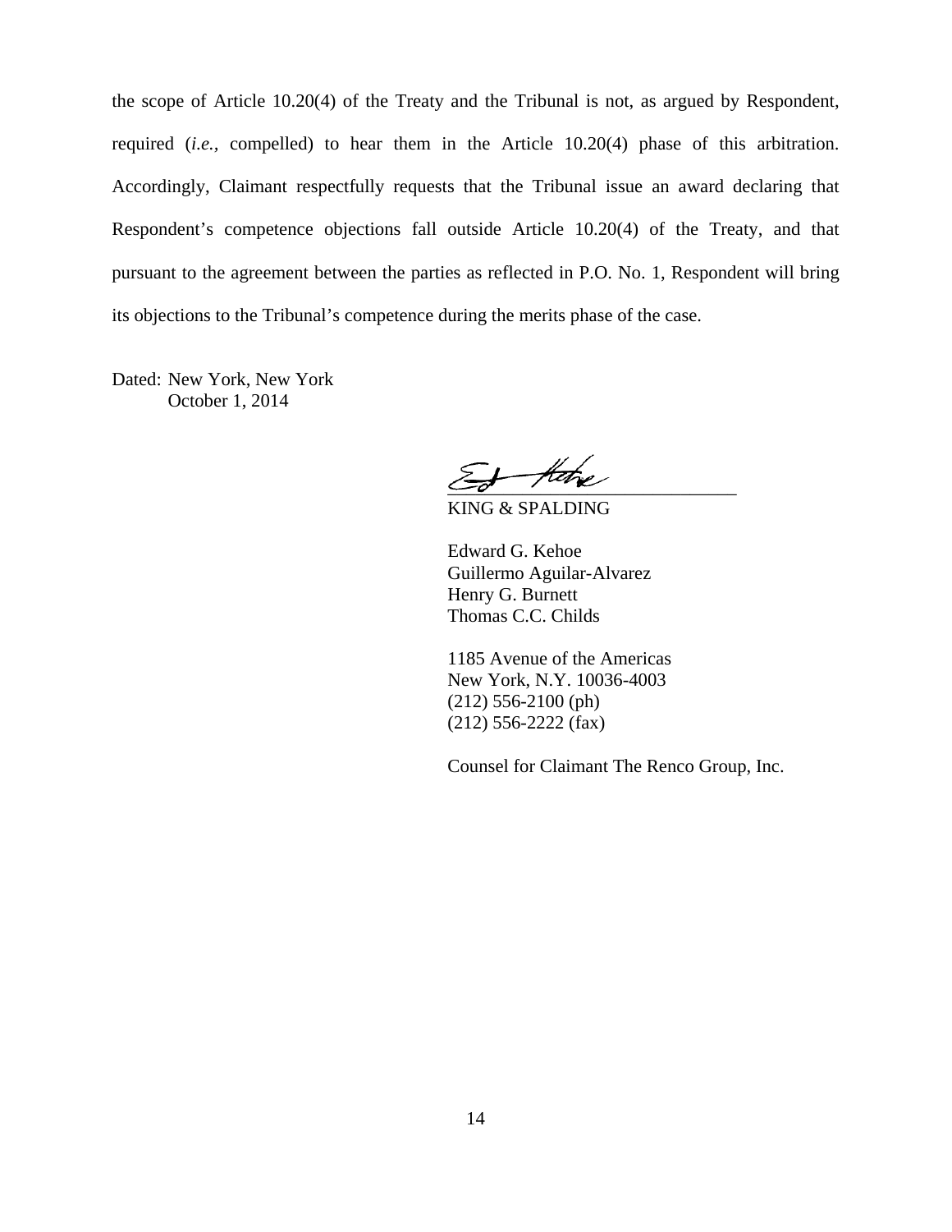the scope of Article 10.20(4) of the Treaty and the Tribunal is not, as argued by Respondent, required (*i.e.*, compelled) to hear them in the Article 10.20(4) phase of this arbitration. Accordingly, Claimant respectfully requests that the Tribunal issue an award declaring that Respondent's competence objections fall outside Article 10.20(4) of the Treaty, and that pursuant to the agreement between the parties as reflected in P.O. No. 1, Respondent will bring its objections to the Tribunal's competence during the merits phase of the case.

Dated: New York, New York
October 1, 2014

KING & SPALDING

Edward G. Kehoe
Guillermo Aguilar-Alvarez
Henry G. Burnett
Thomas C.C. Childs

1185 Avenue of the Americas
New York, N.Y. 10036-4003
(212) 556-2100 (ph)
(212) 556-2222 (fax)

Counsel for Claimant The Renco Group, Inc.